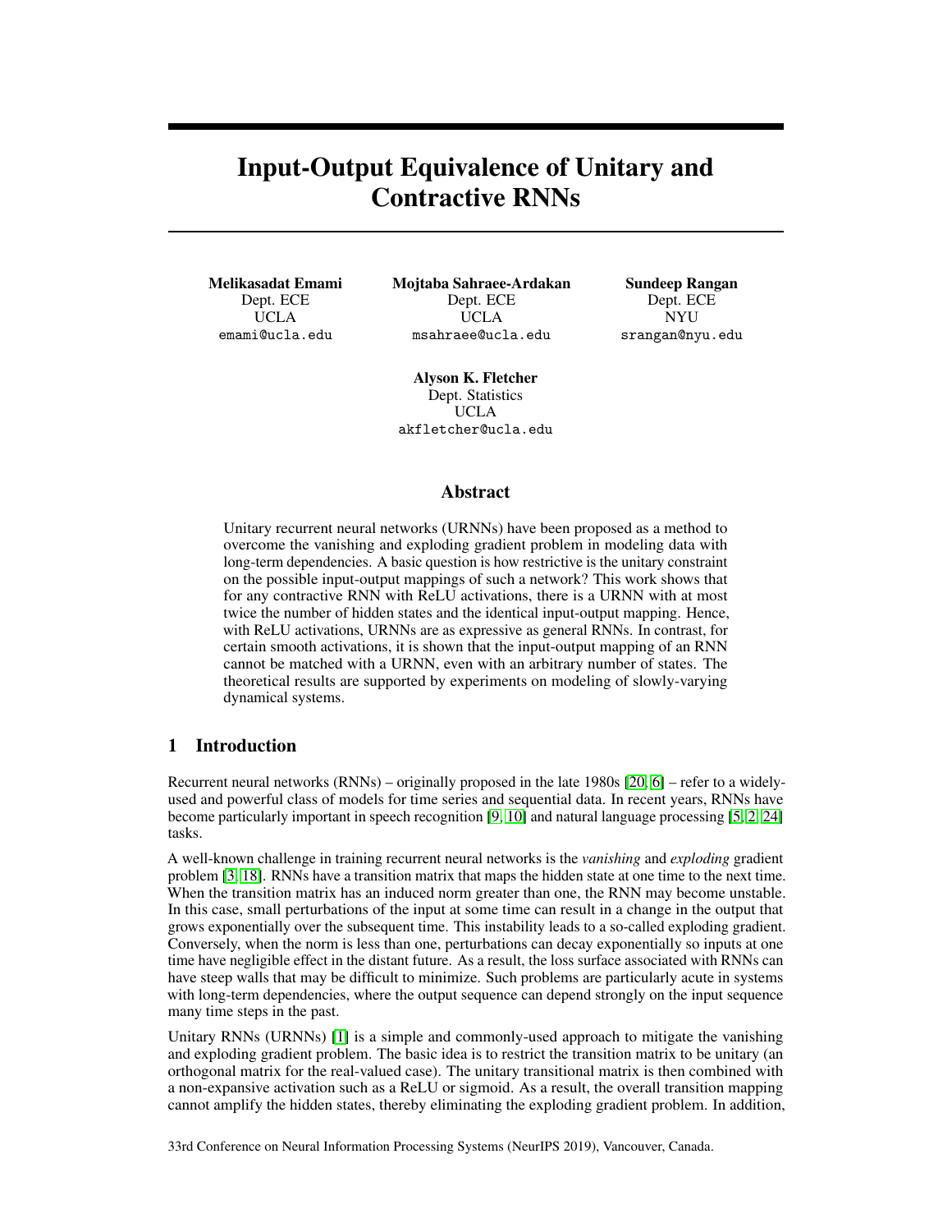# Input-Output Equivalence of Unitary and Contractive RNNs

**Melikasadat Emami**
Dept. ECE
UCLA
emami@ucla.edu

**Mojtaba Sahraee-Ardakan**
Dept. ECE
UCLA
msahraee@ucla.edu

**Sundeep Rangan**
Dept. ECE
NYU
srangan@nyu.edu

**Alyson K. Fletcher**
Dept. Statistics
UCLA
akfletcher@ucla.edu

## Abstract

Unitary recurrent neural networks (URNNs) have been proposed as a method to overcome the vanishing and exploding gradient problem in modeling data with long-term dependencies. A basic question is how restrictive is the unitary constraint on the possible input-output mappings of such a network? This work shows that for any contractive RNN with ReLU activations, there is a URNN with at most twice the number of hidden states and the identical input-output mapping. Hence, with ReLU activations, URNNs are as expressive as general RNNs. In contrast, for certain smooth activations, it is shown that the input-output mapping of an RNN cannot be matched with a URNN, even with an arbitrary number of states. The theoretical results are supported by experiments on modeling of slowly-varying dynamical systems.

## 1 Introduction

Recurrent neural networks (RNNs) – originally proposed in the late 1980s [20, 6] – refer to a widely-used and powerful class of models for time series and sequential data. In recent years, RNNs have become particularly important in speech recognition [9, 10] and natural language processing [5, 2, 24] tasks.

A well-known challenge in training recurrent neural networks is the *vanishing* and *exploding* gradient problem [3, 18]. RNNs have a transition matrix that maps the hidden state at one time to the next time. When the transition matrix has an induced norm greater than one, the RNN may become unstable. In this case, small perturbations of the input at some time can result in a change in the output that grows exponentially over the subsequent time. This instability leads to a so-called exploding gradient. Conversely, when the norm is less than one, perturbations can decay exponentially so inputs at one time have negligible effect in the distant future. As a result, the loss surface associated with RNNs can have steep walls that may be difficult to minimize. Such problems are particularly acute in systems with long-term dependencies, where the output sequence can depend strongly on the input sequence many time steps in the past.

Unitary RNNs (URNNs) [1] is a simple and commonly-used approach to mitigate the vanishing and exploding gradient problem. The basic idea is to restrict the transition matrix to be unitary (an orthogonal matrix for the real-valued case). The unitary transitional matrix is then combined with a non-expansive activation such as a ReLU or sigmoid. As a result, the overall transition mapping cannot amplify the hidden states, thereby eliminating the exploding gradient problem. In addition,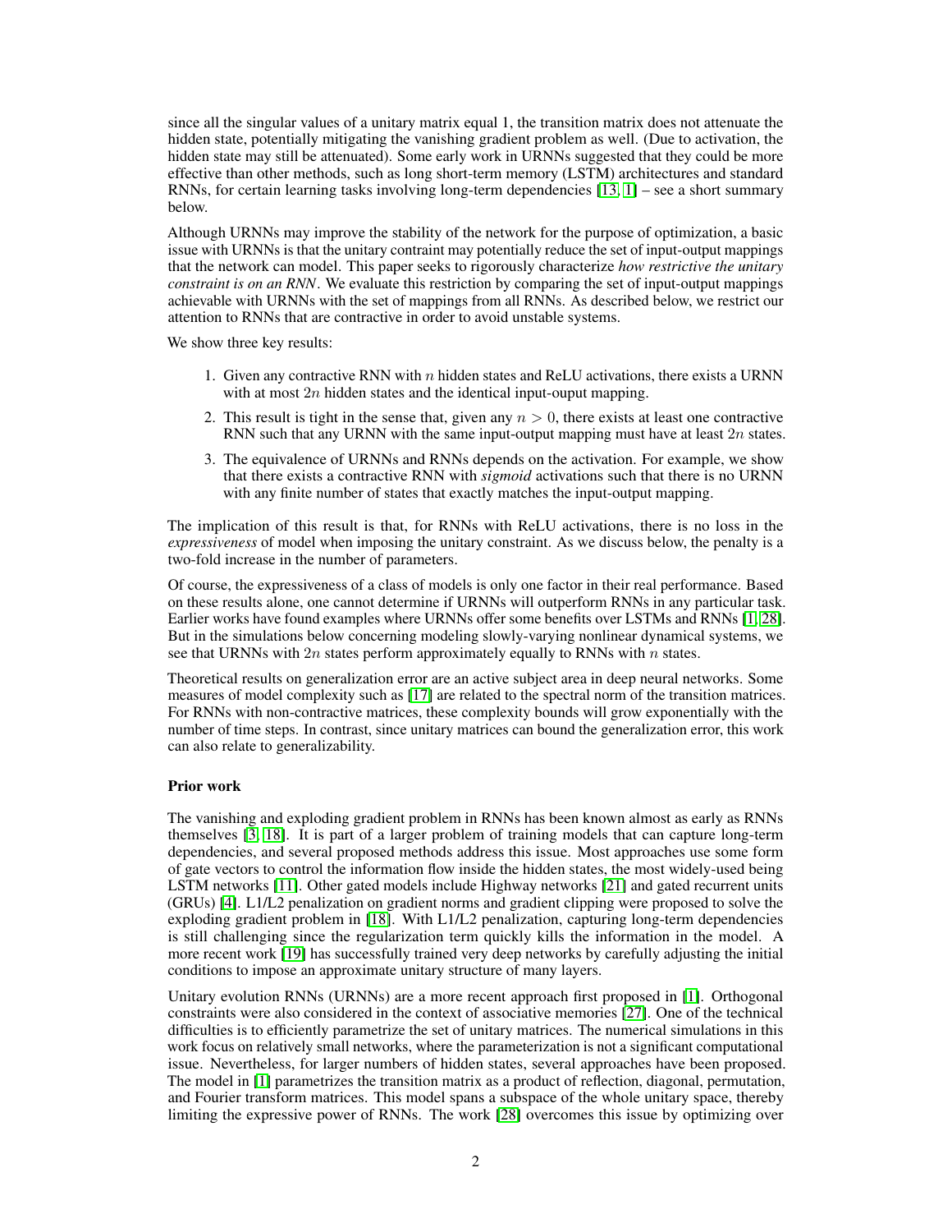since all the singular values of a unitary matrix equal 1, the transition matrix does not attenuate the hidden state, potentially mitigating the vanishing gradient problem as well. (Due to activation, the hidden state may still be attenuated). Some early work in URNNs suggested that they could be more effective than other methods, such as long short-term memory (LSTM) architectures and standard RNNs, for certain learning tasks involving long-term dependencies [13, 1] – see a short summary below.

Although URNNs may improve the stability of the network for the purpose of optimization, a basic issue with URNNs is that the unitary contraint may potentially reduce the set of input-output mappings that the network can model. This paper seeks to rigorously characterize *how restrictive the unitary constraint is on an RNN*. We evaluate this restriction by comparing the set of input-output mappings achievable with URNNs with the set of mappings from all RNNs. As described below, we restrict our attention to RNNs that are contractive in order to avoid unstable systems.

We show three key results:

1. Given any contractive RNN with $n$ hidden states and ReLU activations, there exists a URNN with at most $2n$ hidden states and the identical input-ouput mapping.
2. This result is tight in the sense that, given any $n > 0$, there exists at least one contractive RNN such that any URNN with the same input-output mapping must have at least $2n$ states.
3. The equivalence of URNNs and RNNs depends on the activation. For example, we show that there exists a contractive RNN with *sigmoid* activations such that there is no URNN with any finite number of states that exactly matches the input-output mapping.

The implication of this result is that, for RNNs with ReLU activations, there is no loss in the *expressiveness* of model when imposing the unitary constraint. As we discuss below, the penalty is a two-fold increase in the number of parameters.

Of course, the expressiveness of a class of models is only one factor in their real performance. Based on these results alone, one cannot determine if URNNs will outperform RNNs in any particular task. Earlier works have found examples where URNNs offer some benefits over LSTMs and RNNs [1, 28]. But in the simulations below concerning modeling slowly-varying nonlinear dynamical systems, we see that URNNs with $2n$ states perform approximately equally to RNNs with $n$ states.

Theoretical results on generalization error are an active subject area in deep neural networks. Some measures of model complexity such as [17] are related to the spectral norm of the transition matrices. For RNNs with non-contractive matrices, these complexity bounds will grow exponentially with the number of time steps. In contrast, since unitary matrices can bound the generalization error, this work can also relate to generalizability.

**Prior work**

The vanishing and exploding gradient problem in RNNs has been known almost as early as RNNs themselves [3, 18]. It is part of a larger problem of training models that can capture long-term dependencies, and several proposed methods address this issue. Most approaches use some form of gate vectors to control the information flow inside the hidden states, the most widely-used being LSTM networks [11]. Other gated models include Highway networks [21] and gated recurrent units (GRUs) [4]. L1/L2 penalization on gradient norms and gradient clipping were proposed to solve the exploding gradient problem in [18]. With L1/L2 penalization, capturing long-term dependencies is still challenging since the regularization term quickly kills the information in the model. A more recent work [19] has successfully trained very deep networks by carefully adjusting the initial conditions to impose an approximate unitary structure of many layers.

Unitary evolution RNNs (URNNs) are a more recent approach first proposed in [1]. Orthogonal constraints were also considered in the context of associative memories [27]. One of the technical difficulties is to efficiently parametrize the set of unitary matrices. The numerical simulations in this work focus on relatively small networks, where the parameterization is not a significant computational issue. Nevertheless, for larger numbers of hidden states, several approaches have been proposed. The model in [1] parametrizes the transition matrix as a product of reflection, diagonal, permutation, and Fourier transform matrices. This model spans a subspace of the whole unitary space, thereby limiting the expressive power of RNNs. The work [28] overcomes this issue by optimizing over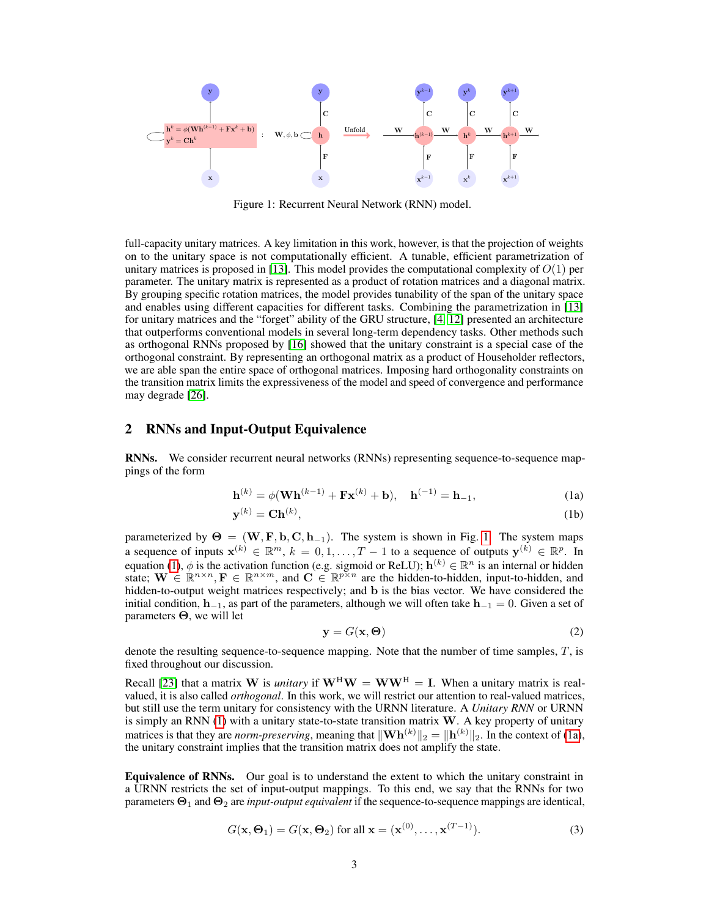Figure 1: Recurrent Neural Network (RNN) model.

full-capacity unitary matrices. A key limitation in this work, however, is that the projection of weights on to the unitary space is not computationally efficient. A tunable, efficient parametrization of unitary matrices is proposed in [13]. This model provides the computational complexity of $O(1)$ per parameter. The unitary matrix is represented as a product of rotation matrices and a diagonal matrix. By grouping specific rotation matrices, the model provides tunability of the span of the unitary space and enables using different capacities for different tasks. Combining the parametrization in [13] for unitary matrices and the "forget" ability of the GRU structure, [4, 12] presented an architecture that outperforms conventional models in several long-term dependency tasks. Other methods such as orthogonal RNNs proposed by [16] showed that the unitary constraint is a special case of the orthogonal constraint. By representing an orthogonal matrix as a product of Householder reflectors, we are able span the entire space of orthogonal matrices. Imposing hard orthogonality constraints on the transition matrix limits the expressiveness of the model and speed of convergence and performance may degrade [26].

## 2 RNNs and Input-Output Equivalence

**RNNs.** We consider recurrent neural networks (RNNs) representing sequence-to-sequence mappings of the form

$$\mathbf{h}^{(k)} = \phi(\mathbf{W}\mathbf{h}^{(k-1)} + \mathbf{F}\mathbf{x}^{(k)} + \mathbf{b}), \quad \mathbf{h}^{(-1)} = \mathbf{h}_{-1}, \tag{1a}$$

$$\mathbf{y}^{(k)} = \mathbf{C}\mathbf{h}^{(k)}, \tag{1b}$$

parameterized by $\mathbf{\Theta} = (\mathbf{W}, \mathbf{F}, \mathbf{b}, \mathbf{C}, \mathbf{h}_{-1})$. The system is shown in Fig. 1. The system maps a sequence of inputs $\mathbf{x}^{(k)} \in \mathbb{R}^m$, $k = 0, 1, \ldots, T-1$ to a sequence of outputs $\mathbf{y}^{(k)} \in \mathbb{R}^p$. In equation (1), $\phi$ is the activation function (e.g. sigmoid or ReLU); $\mathbf{h}^{(k)} \in \mathbb{R}^n$ is an internal or hidden state; $\mathbf{W} \in \mathbb{R}^{n \times n}$, $\mathbf{F} \in \mathbb{R}^{n \times m}$, and $\mathbf{C} \in \mathbb{R}^{p \times n}$ are the hidden-to-hidden, input-to-hidden, and hidden-to-output weight matrices respectively; and $\mathbf{b}$ is the bias vector. We have considered the initial condition, $\mathbf{h}_{-1}$, as part of the parameters, although we will often take $\mathbf{h}_{-1} = 0$. Given a set of parameters $\mathbf{\Theta}$, we will let

$$\mathbf{y} = G(\mathbf{x}, \mathbf{\Theta}) \tag{2}$$

denote the resulting sequence-to-sequence mapping. Note that the number of time samples, $T$, is fixed throughout our discussion.

Recall [23] that a matrix $\mathbf{W}$ is *unitary* if $\mathbf{W}^{\mathrm{H}}\mathbf{W} = \mathbf{W}\mathbf{W}^{\mathrm{H}} = \mathbf{I}$. When a unitary matrix is real-valued, it is also called *orthogonal*. In this work, we will restrict our attention to real-valued matrices, but still use the term unitary for consistency with the URNN literature. A *Unitary RNN* or URNN is simply an RNN (1) with a unitary state-to-state transition matrix $\mathbf{W}$. A key property of unitary matrices is that they are *norm-preserving*, meaning that $\|\mathbf{W}\mathbf{h}^{(k)}\|_2 = \|\mathbf{h}^{(k)}\|_2$. In the context of (1a), the unitary constraint implies that the transition matrix does not amplify the state.

**Equivalence of RNNs.** Our goal is to understand the extent to which the unitary constraint in a URNN restricts the set of input-output mappings. To this end, we say that the RNNs for two parameters $\mathbf{\Theta}_1$ and $\mathbf{\Theta}_2$ are *input-output equivalent* if the sequence-to-sequence mappings are identical,

$$G(\mathbf{x}, \mathbf{\Theta}_1) = G(\mathbf{x}, \mathbf{\Theta}_2) \text{ for all } \mathbf{x} = (\mathbf{x}^{(0)}, \ldots, \mathbf{x}^{(T-1)}). \tag{3}$$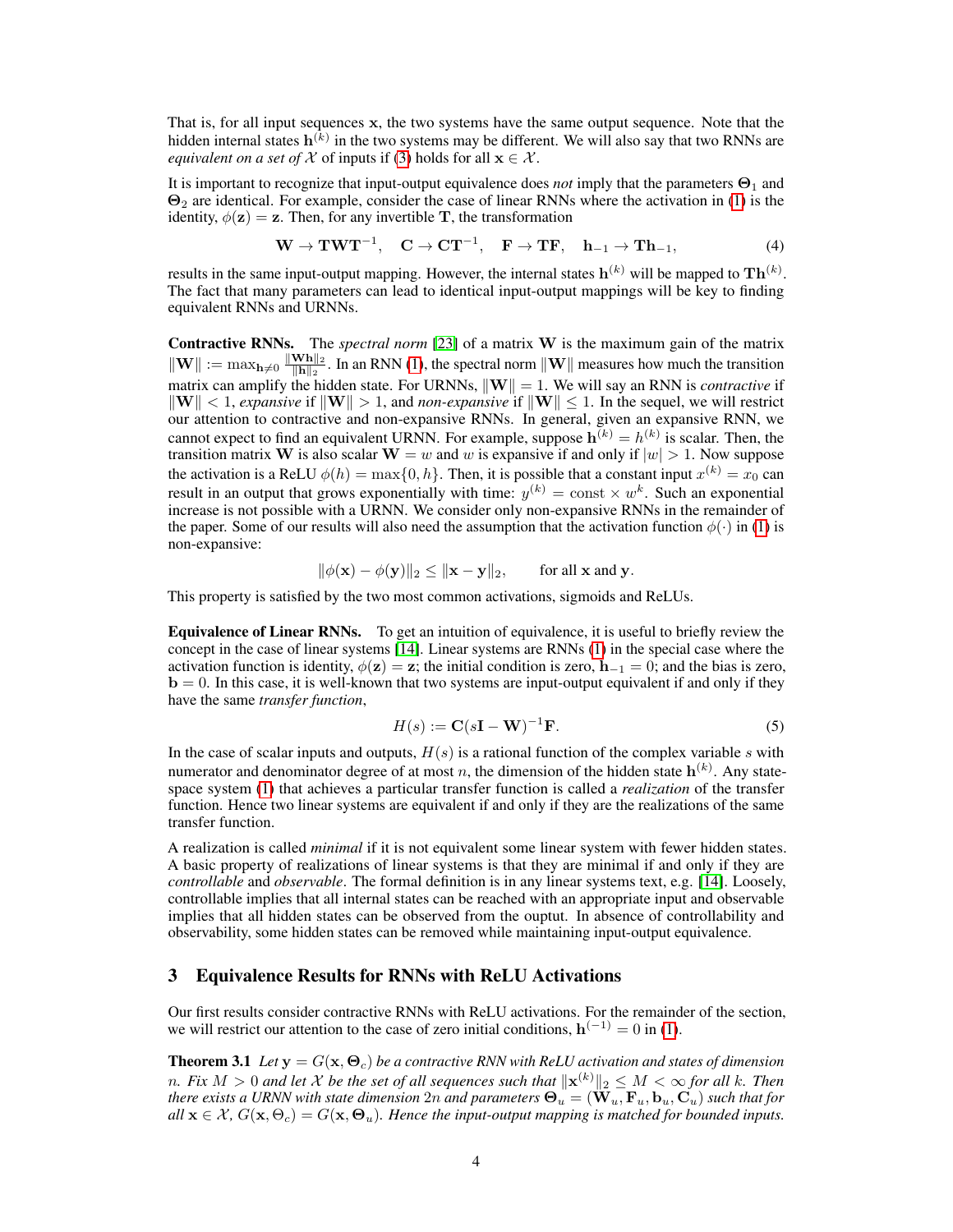That is, for all input sequences $\mathbf{x}$, the two systems have the same output sequence. Note that the hidden internal states $\mathbf{h}^{(k)}$ in the two systems may be different. We will also say that two RNNs are *equivalent on a set of* $\mathcal{X}$ of inputs if (3) holds for all $\mathbf{x} \in \mathcal{X}$.

It is important to recognize that input-output equivalence does *not* imply that the parameters $\mathbf{\Theta}_1$ and $\mathbf{\Theta}_2$ are identical. For example, consider the case of linear RNNs where the activation in (1) is the identity, $\phi(\mathbf{z}) = \mathbf{z}$. Then, for any invertible $\mathbf{T}$, the transformation

$$\mathbf{W} \rightarrow \mathbf{T}\mathbf{W}\mathbf{T}^{-1}, \quad \mathbf{C} \rightarrow \mathbf{C}\mathbf{T}^{-1}, \quad \mathbf{F} \rightarrow \mathbf{T}\mathbf{F}, \quad \mathbf{h}_{-1} \rightarrow \mathbf{T}\mathbf{h}_{-1}, \tag{4}$$

results in the same input-output mapping. However, the internal states $\mathbf{h}^{(k)}$ will be mapped to $\mathbf{T}\mathbf{h}^{(k)}$. The fact that many parameters can lead to identical input-output mappings will be key to finding equivalent RNNs and URNNs.

**Contractive RNNs.** The *spectral norm* [23] of a matrix $\mathbf{W}$ is the maximum gain of the matrix $\|\mathbf{W}\| := \max_{\mathbf{h}\neq 0} \frac{\|\mathbf{W}\mathbf{h}\|_2}{\|\mathbf{h}\|_2}$. In an RNN (1), the spectral norm $\|\mathbf{W}\|$ measures how much the transition matrix can amplify the hidden state. For URNNs, $\|\mathbf{W}\| = 1$. We will say an RNN is *contractive* if $\|\mathbf{W}\| < 1$, *expansive* if $\|\mathbf{W}\| > 1$, and *non-expansive* if $\|\mathbf{W}\| \leq 1$. In the sequel, we will restrict our attention to contractive and non-expansive RNNs. In general, given an expansive RNN, we cannot expect to find an equivalent URNN. For example, suppose $\mathbf{h}^{(k)} = h^{(k)}$ is scalar. Then, the transition matrix $\mathbf{W}$ is also scalar $\mathbf{W} = w$ and $w$ is expansive if and only if $|w| > 1$. Now suppose the activation is a ReLU $\phi(h) = \max\{0, h\}$. Then, it is possible that a constant input $x^{(k)} = x_0$ can result in an output that grows exponentially with time: $y^{(k)} = \text{const} \times w^k$. Such an exponential increase is not possible with a URNN. We consider only non-expansive RNNs in the remainder of the paper. Some of our results will also need the assumption that the activation function $\phi(\cdot)$ in (1) is non-expansive:

$$\|\phi(\mathbf{x}) - \phi(\mathbf{y})\|_2 \leq \|\mathbf{x} - \mathbf{y}\|_2, \qquad \text{for all } \mathbf{x} \text{ and } \mathbf{y}.$$

This property is satisfied by the two most common activations, sigmoids and ReLUs.

**Equivalence of Linear RNNs.** To get an intuition of equivalence, it is useful to briefly review the concept in the case of linear systems [14]. Linear systems are RNNs (1) in the special case where the activation function is identity, $\phi(\mathbf{z}) = \mathbf{z}$; the initial condition is zero, $\mathbf{h}_{-1} = 0$; and the bias is zero, $\mathbf{b} = 0$. In this case, it is well-known that two systems are input-output equivalent if and only if they have the same *transfer function*,

$$H(s) := \mathbf{C}(s\mathbf{I} - \mathbf{W})^{-1}\mathbf{F}. \tag{5}$$

In the case of scalar inputs and outputs, $H(s)$ is a rational function of the complex variable $s$ with numerator and denominator degree of at most $n$, the dimension of the hidden state $\mathbf{h}^{(k)}$. Any state-space system (1) that achieves a particular transfer function is called a *realization* of the transfer function. Hence two linear systems are equivalent if and only if they are the realizations of the same transfer function.

A realization is called *minimal* if it is not equivalent some linear system with fewer hidden states. A basic property of realizations of linear systems is that they are minimal if and only if they are *controllable* and *observable*. The formal definition is in any linear systems text, e.g. [14]. Loosely, controllable implies that all internal states can be reached with an appropriate input and observable implies that all hidden states can be observed from the ouptut. In absence of controllability and observability, some hidden states can be removed while maintaining input-output equivalence.

## 3 Equivalence Results for RNNs with ReLU Activations

Our first results consider contractive RNNs with ReLU activations. For the remainder of the section, we will restrict our attention to the case of zero initial conditions, $\mathbf{h}^{(-1)} = 0$ in (1).

**Theorem 3.1** *Let $\mathbf{y} = G(\mathbf{x}, \mathbf{\Theta}_c)$ be a contractive RNN with ReLU activation and states of dimension $n$. Fix $M > 0$ and let $\mathcal{X}$ be the set of all sequences such that $\|\mathbf{x}^{(k)}\|_2 \leq M < \infty$ for all $k$. Then there exists a URNN with state dimension $2n$ and parameters $\mathbf{\Theta}_u = (\mathbf{W}_u, \mathbf{F}_u, \mathbf{b}_u, \mathbf{C}_u)$ such that for all $\mathbf{x} \in \mathcal{X}$, $G(\mathbf{x}, \Theta_c) = G(\mathbf{x}, \mathbf{\Theta}_u)$. Hence the input-output mapping is matched for bounded inputs.*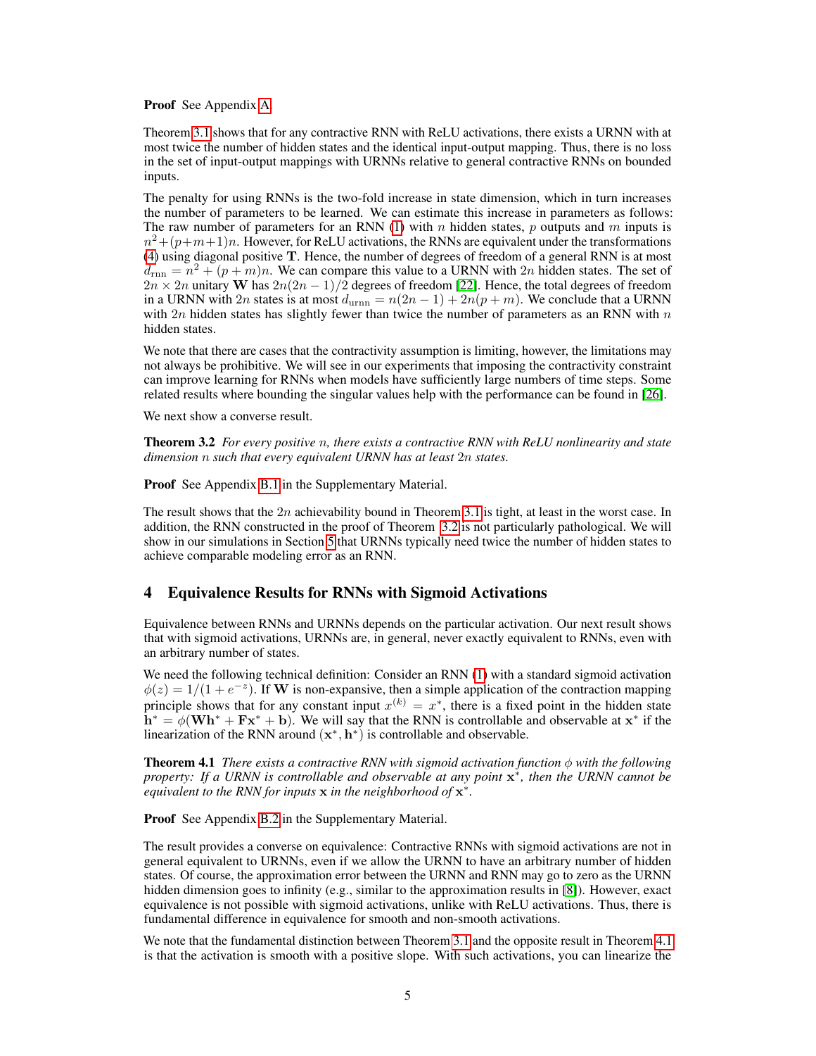**Proof** See Appendix A.

Theorem 3.1 shows that for any contractive RNN with ReLU activations, there exists a URNN with at most twice the number of hidden states and the identical input-output mapping. Thus, there is no loss in the set of input-output mappings with URNNs relative to general contractive RNNs on bounded inputs.

The penalty for using RNNs is the two-fold increase in state dimension, which in turn increases the number of parameters to be learned. We can estimate this increase in parameters as follows: The raw number of parameters for an RNN (1) with $n$ hidden states, $p$ outputs and $m$ inputs is $n^2+(p+m+1)n$. However, for ReLU activations, the RNNs are equivalent under the transformations (4) using diagonal positive $\mathbf{T}$. Hence, the number of degrees of freedom of a general RNN is at most $d_{\rm rnn} = n^2 + (p+m)n$. We can compare this value to a URNN with $2n$ hidden states. The set of $2n \times 2n$ unitary $\mathbf{W}$ has $2n(2n-1)/2$ degrees of freedom [22]. Hence, the total degrees of freedom in a URNN with $2n$ states is at most $d_{\rm urnn} = n(2n-1) + 2n(p+m)$. We conclude that a URNN with $2n$ hidden states has slightly fewer than twice the number of parameters as an RNN with $n$ hidden states.

We note that there are cases that the contractivity assumption is limiting, however, the limitations may not always be prohibitive. We will see in our experiments that imposing the contractivity constraint can improve learning for RNNs when models have sufficiently large numbers of time steps. Some related results where bounding the singular values help with the performance can be found in [26].

We next show a converse result.

**Theorem 3.2** *For every positive $n$, there exists a contractive RNN with ReLU nonlinearity and state dimension $n$ such that every equivalent URNN has at least $2n$ states.*

**Proof** See Appendix B.1 in the Supplementary Material.

The result shows that the $2n$ achievability bound in Theorem 3.1 is tight, at least in the worst case. In addition, the RNN constructed in the proof of Theorem 3.2 is not particularly pathological. We will show in our simulations in Section 5 that URNNs typically need twice the number of hidden states to achieve comparable modeling error as an RNN.

## 4 Equivalence Results for RNNs with Sigmoid Activations

Equivalence between RNNs and URNNs depends on the particular activation. Our next result shows that with sigmoid activations, URNNs are, in general, never exactly equivalent to RNNs, even with an arbitrary number of states.

We need the following technical definition: Consider an RNN (1) with a standard sigmoid activation $\phi(z) = 1/(1+e^{-z})$. If $\mathbf{W}$ is non-expansive, then a simple application of the contraction mapping principle shows that for any constant input $x^{(k)} = x^*$, there is a fixed point in the hidden state $\mathbf{h}^* = \phi(\mathbf{W}\mathbf{h}^* + \mathbf{F}\mathbf{x}^* + \mathbf{b})$. We will say that the RNN is controllable and observable at $\mathbf{x}^*$ if the linearization of the RNN around $(\mathbf{x}^*, \mathbf{h}^*)$ is controllable and observable.

**Theorem 4.1** *There exists a contractive RNN with sigmoid activation function $\phi$ with the following property: If a URNN is controllable and observable at any point $\mathbf{x}^*$, then the URNN cannot be equivalent to the RNN for inputs $\mathbf{x}$ in the neighborhood of $\mathbf{x}^*$.*

**Proof** See Appendix B.2 in the Supplementary Material.

The result provides a converse on equivalence: Contractive RNNs with sigmoid activations are not in general equivalent to URNNs, even if we allow the URNN to have an arbitrary number of hidden states. Of course, the approximation error between the URNN and RNN may go to zero as the URNN hidden dimension goes to infinity (e.g., similar to the approximation results in [8]). However, exact equivalence is not possible with sigmoid activations, unlike with ReLU activations. Thus, there is fundamental difference in equivalence for smooth and non-smooth activations.

We note that the fundamental distinction between Theorem 3.1 and the opposite result in Theorem 4.1 is that the activation is smooth with a positive slope. With such activations, you can linearize the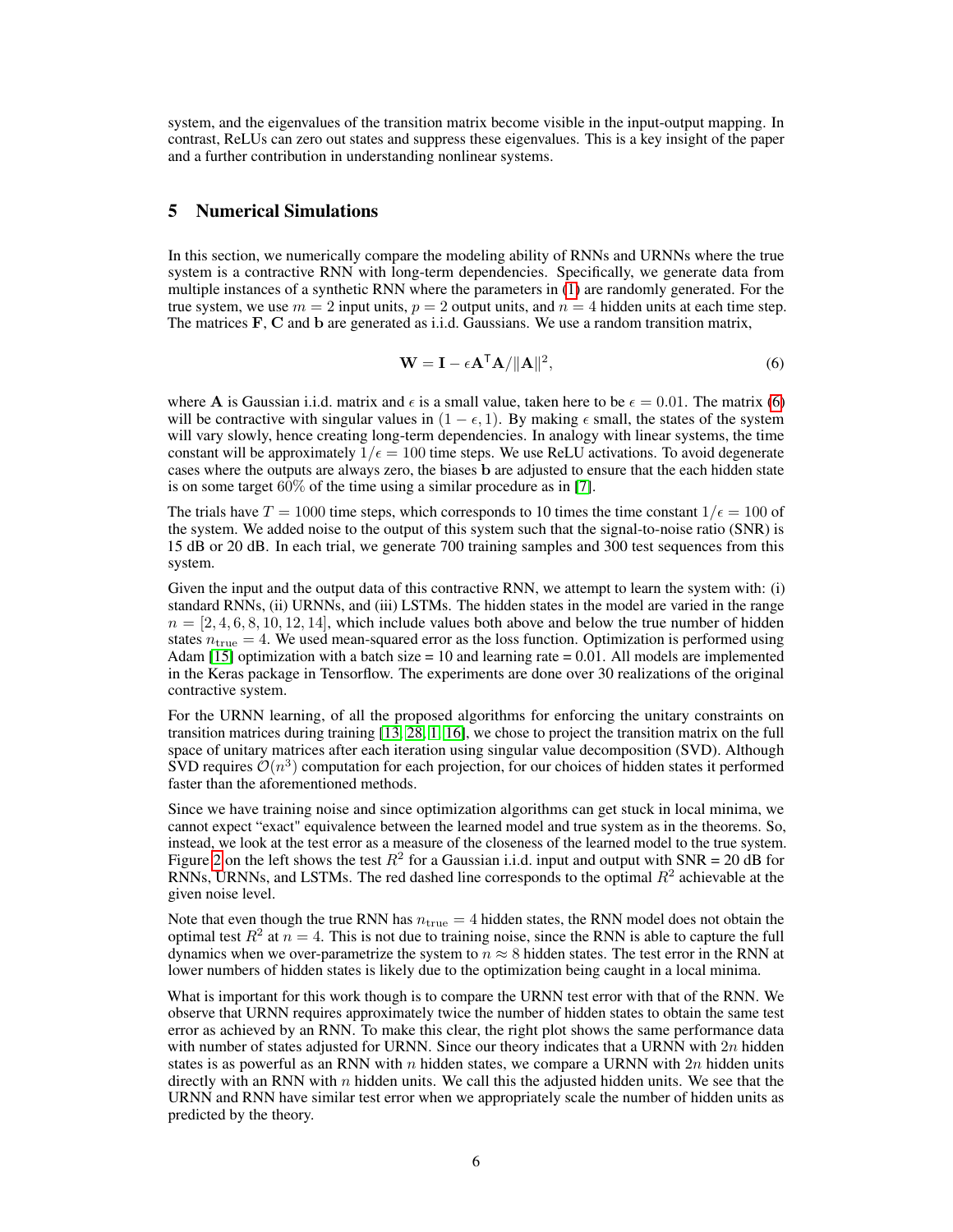system, and the eigenvalues of the transition matrix become visible in the input-output mapping. In contrast, ReLUs can zero out states and suppress these eigenvalues. This is a key insight of the paper and a further contribution in understanding nonlinear systems.

## 5 Numerical Simulations

In this section, we numerically compare the modeling ability of RNNs and URNNs where the true system is a contractive RNN with long-term dependencies. Specifically, we generate data from multiple instances of a synthetic RNN where the parameters in (1) are randomly generated. For the true system, we use $m = 2$ input units, $p = 2$ output units, and $n = 4$ hidden units at each time step. The matrices $\mathbf{F}$, $\mathbf{C}$ and $\mathbf{b}$ are generated as i.i.d. Gaussians. We use a random transition matrix,

$$\mathbf{W} = \mathbf{I} - \epsilon \mathbf{A}^{\mathsf{T}} \mathbf{A} / \|\mathbf{A}\|^2, \tag{6}$$

where $\mathbf{A}$ is Gaussian i.i.d. matrix and $\epsilon$ is a small value, taken here to be $\epsilon = 0.01$. The matrix (6) will be contractive with singular values in $(1 - \epsilon, 1)$. By making $\epsilon$ small, the states of the system will vary slowly, hence creating long-term dependencies. In analogy with linear systems, the time constant will be approximately $1/\epsilon = 100$ time steps. We use ReLU activations. To avoid degenerate cases where the outputs are always zero, the biases $\mathbf{b}$ are adjusted to ensure that the each hidden state is on some target 60% of the time using a similar procedure as in [7].

The trials have $T = 1000$ time steps, which corresponds to 10 times the time constant $1/\epsilon = 100$ of the system. We added noise to the output of this system such that the signal-to-noise ratio (SNR) is 15 dB or 20 dB. In each trial, we generate 700 training samples and 300 test sequences from this system.

Given the input and the output data of this contractive RNN, we attempt to learn the system with: (i) standard RNNs, (ii) URNNs, and (iii) LSTMs. The hidden states in the model are varied in the range $n = [2, 4, 6, 8, 10, 12, 14]$, which include values both above and below the true number of hidden states $n_{\text{true}} = 4$. We used mean-squared error as the loss function. Optimization is performed using Adam [15] optimization with a batch size = 10 and learning rate = 0.01. All models are implemented in the Keras package in Tensorflow. The experiments are done over 30 realizations of the original contractive system.

For the URNN learning, of all the proposed algorithms for enforcing the unitary constraints on transition matrices during training [13, 28, 1, 16], we chose to project the transition matrix on the full space of unitary matrices after each iteration using singular value decomposition (SVD). Although SVD requires $\mathcal{O}(n^3)$ computation for each projection, for our choices of hidden states it performed faster than the aforementioned methods.

Since we have training noise and since optimization algorithms can get stuck in local minima, we cannot expect "exact" equivalence between the learned model and true system as in the theorems. So, instead, we look at the test error as a measure of the closeness of the learned model to the true system. Figure 2 on the left shows the test $R^2$ for a Gaussian i.i.d. input and output with SNR = 20 dB for RNNs, URNNs, and LSTMs. The red dashed line corresponds to the optimal $R^2$ achievable at the given noise level.

Note that even though the true RNN has $n_{\text{true}} = 4$ hidden states, the RNN model does not obtain the optimal test $R^2$ at $n = 4$. This is not due to training noise, since the RNN is able to capture the full dynamics when we over-parametrize the system to $n \approx 8$ hidden states. The test error in the RNN at lower numbers of hidden states is likely due to the optimization being caught in a local minima.

What is important for this work though is to compare the URNN test error with that of the RNN. We observe that URNN requires approximately twice the number of hidden states to obtain the same test error as achieved by an RNN. To make this clear, the right plot shows the same performance data with number of states adjusted for URNN. Since our theory indicates that a URNN with $2n$ hidden states is as powerful as an RNN with $n$ hidden states, we compare a URNN with $2n$ hidden units directly with an RNN with $n$ hidden units. We call this the adjusted hidden units. We see that the URNN and RNN have similar test error when we appropriately scale the number of hidden units as predicted by the theory.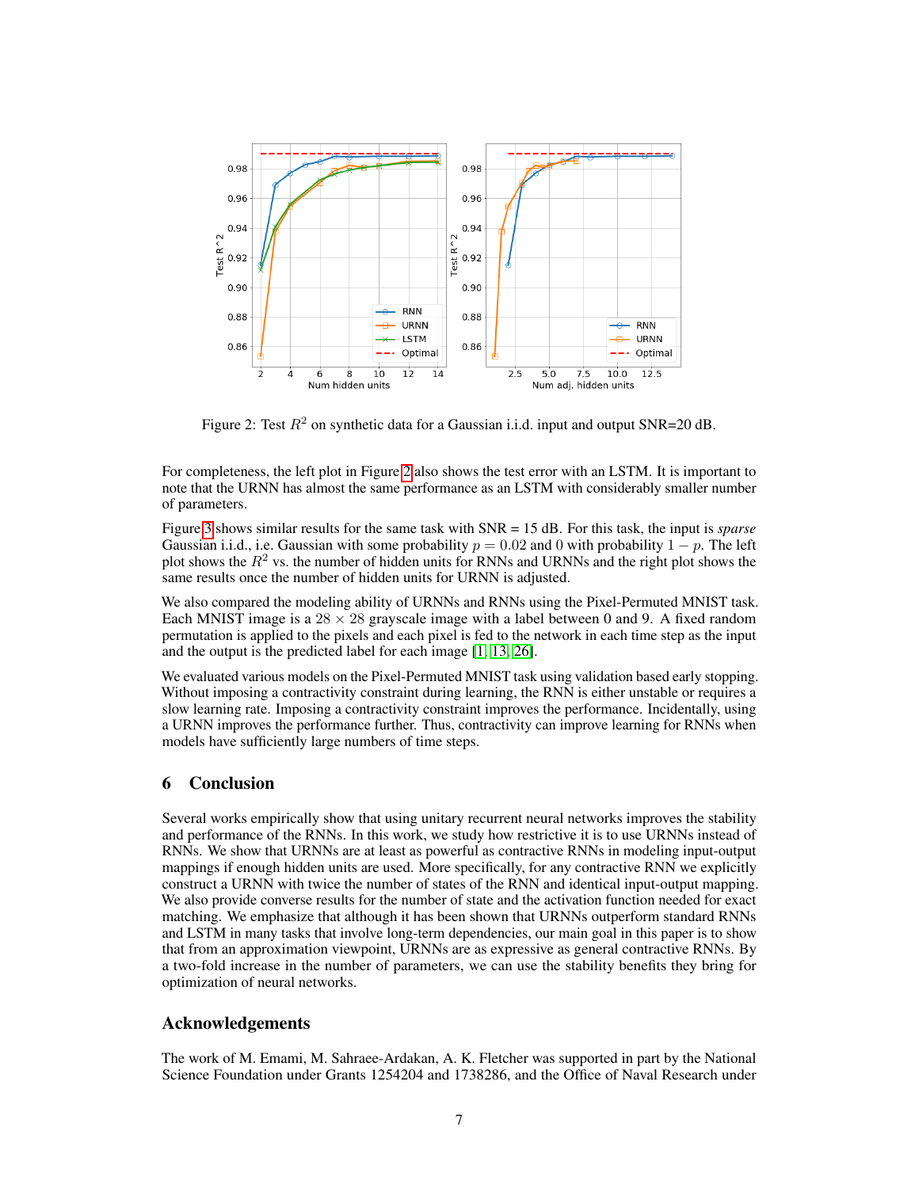Figure 2: Test $R^2$ on synthetic data for a Gaussian i.i.d. input and output SNR=20 dB.

For completeness, the left plot in Figure 2 also shows the test error with an LSTM. It is important to note that the URNN has almost the same performance as an LSTM with considerably smaller number of parameters.

Figure 3 shows similar results for the same task with SNR = 15 dB. For this task, the input is *sparse* Gaussian i.i.d., i.e. Gaussian with some probability $p = 0.02$ and 0 with probability $1 - p$. The left plot shows the $R^2$ vs. the number of hidden units for RNNs and URNNs and the right plot shows the same results once the number of hidden units for URNN is adjusted.

We also compared the modeling ability of URNNs and RNNs using the Pixel-Permuted MNIST task. Each MNIST image is a $28 \times 28$ grayscale image with a label between 0 and 9. A fixed random permutation is applied to the pixels and each pixel is fed to the network in each time step as the input and the output is the predicted label for each image [1, 13, 26].

We evaluated various models on the Pixel-Permuted MNIST task using validation based early stopping. Without imposing a contractivity constraint during learning, the RNN is either unstable or requires a slow learning rate. Imposing a contractivity constraint improves the performance. Incidentally, using a URNN improves the performance further. Thus, contractivity can improve learning for RNNs when models have sufficiently large numbers of time steps.

## 6 Conclusion

Several works empirically show that using unitary recurrent neural networks improves the stability and performance of the RNNs. In this work, we study how restrictive it is to use URNNs instead of RNNs. We show that URNNs are at least as powerful as contractive RNNs in modeling input-output mappings if enough hidden units are used. More specifically, for any contractive RNN we explicitly construct a URNN with twice the number of states of the RNN and identical input-output mapping. We also provide converse results for the number of state and the activation function needed for exact matching. We emphasize that although it has been shown that URNNs outperform standard RNNs and LSTM in many tasks that involve long-term dependencies, our main goal in this paper is to show that from an approximation viewpoint, URNNs are as expressive as general contractive RNNs. By a two-fold increase in the number of parameters, we can use the stability benefits they bring for optimization of neural networks.

## Acknowledgements

The work of M. Emami, M. Sahraee-Ardakan, A. K. Fletcher was supported in part by the National Science Foundation under Grants 1254204 and 1738286, and the Office of Naval Research under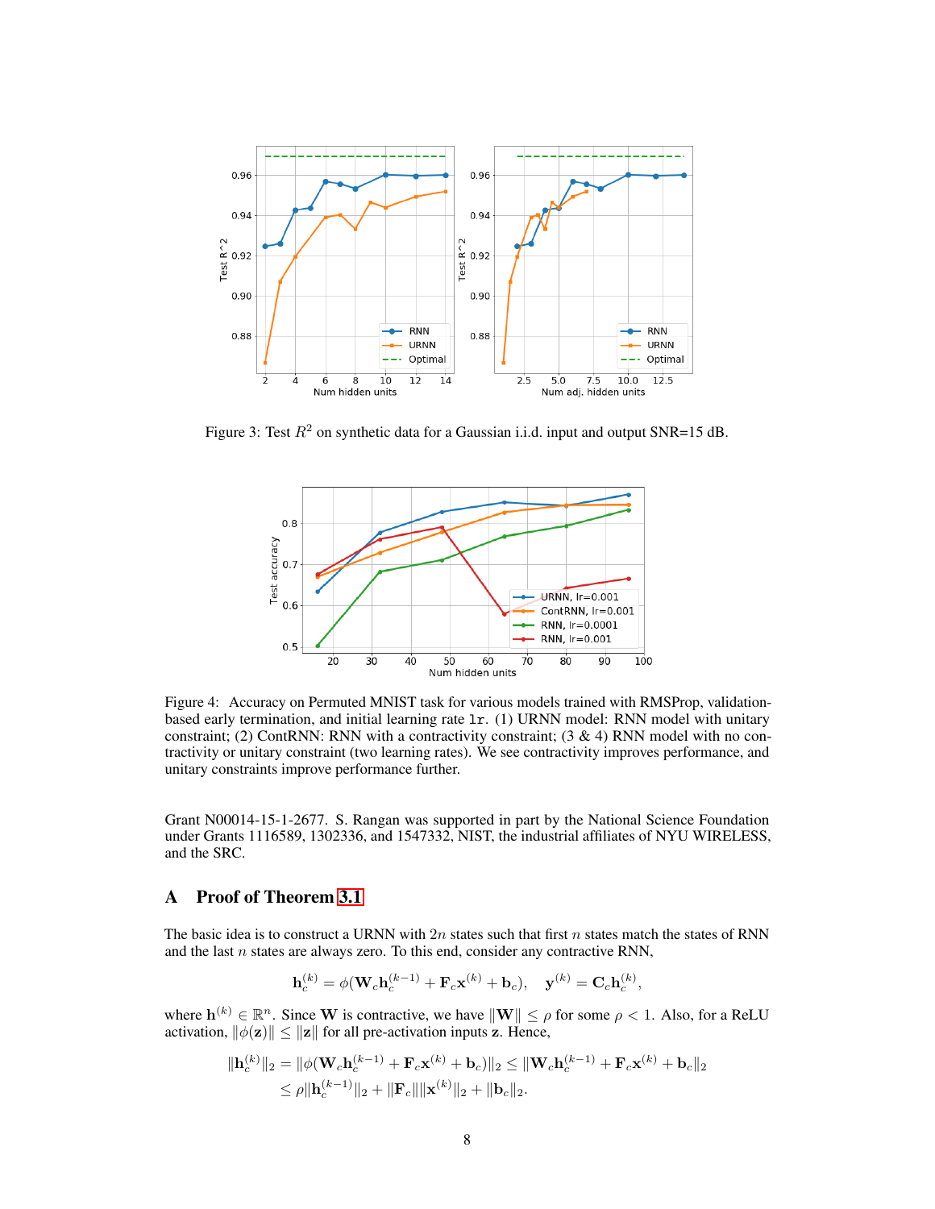Figure 3: Test $R^2$ on synthetic data for a Gaussian i.i.d. input and output SNR=15 dB.

Figure 4: Accuracy on Permuted MNIST task for various models trained with RMSProp, validation-based early termination, and initial learning rate `lr`. (1) URNN model: RNN model with unitary constraint; (2) ContRNN: RNN with a contractivity constraint; (3 & 4) RNN model with no contractivity or unitary constraint (two learning rates). We see contractivity improves performance, and unitary constraints improve performance further.

Grant N00014-15-1-2677. S. Rangan was supported in part by the National Science Foundation under Grants 1116589, 1302336, and 1547332, NIST, the industrial affiliates of NYU WIRELESS, and the SRC.

## A Proof of Theorem 3.1

The basic idea is to construct a URNN with $2n$ states such that first $n$ states match the states of RNN and the last $n$ states are always zero. To this end, consider any contractive RNN,

$$\mathbf{h}_c^{(k)} = \phi(\mathbf{W}_c\mathbf{h}_c^{(k-1)} + \mathbf{F}_c\mathbf{x}^{(k)} + \mathbf{b}_c), \quad \mathbf{y}^{(k)} = \mathbf{C}_c\mathbf{h}_c^{(k)},$$

where $\mathbf{h}^{(k)} \in \mathbb{R}^n$. Since $\mathbf{W}$ is contractive, we have $\|\mathbf{W}\| \leq \rho$ for some $\rho < 1$. Also, for a ReLU activation, $\|\phi(\mathbf{z})\| \leq \|\mathbf{z}\|$ for all pre-activation inputs $\mathbf{z}$. Hence,

$$\begin{aligned}
\|\mathbf{h}_c^{(k)}\|_2 &= \|\phi(\mathbf{W}_c\mathbf{h}_c^{(k-1)} + \mathbf{F}_c\mathbf{x}^{(k)} + \mathbf{b}_c)\|_2 \leq \|\mathbf{W}_c\mathbf{h}_c^{(k-1)} + \mathbf{F}_c\mathbf{x}^{(k)} + \mathbf{b}_c\|_2 \\
&\leq \rho\|\mathbf{h}_c^{(k-1)}\|_2 + \|\mathbf{F}_c\|\|\mathbf{x}^{(k)}\|_2 + \|\mathbf{b}_c\|_2.
\end{aligned}$$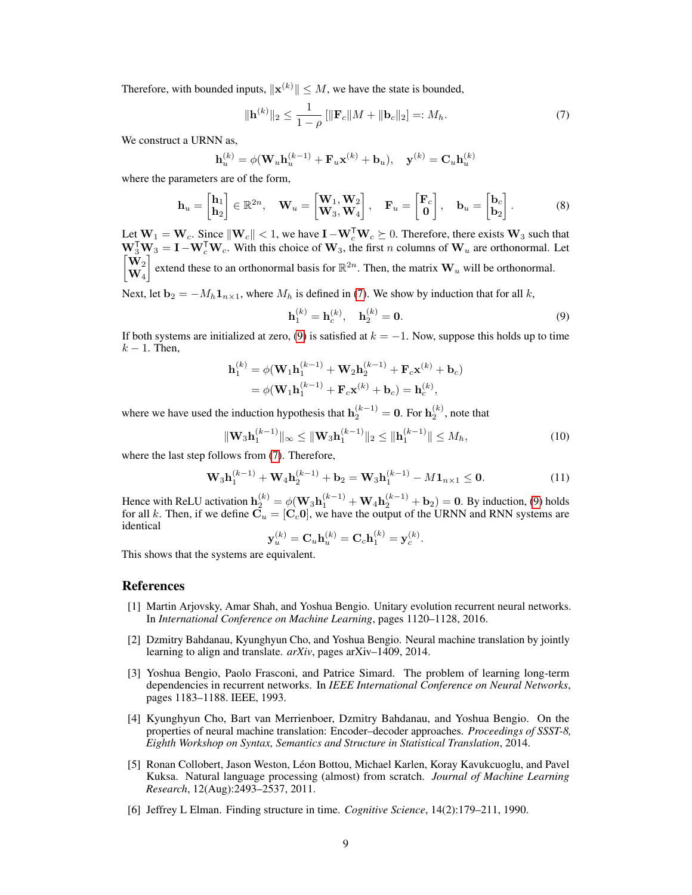Therefore, with bounded inputs, $\|\mathbf{x}^{(k)}\| \le M$, we have the state is bounded,

$$\|\mathbf{h}^{(k)}\|_2 \le \frac{1}{1-\rho} \left[ \|\mathbf{F}_c\| M + \|\mathbf{b}_c\|_2 \right] =: M_h. \tag{7}$$

We construct a URNN as,

$$\mathbf{h}_u^{(k)} = \phi(\mathbf{W}_u \mathbf{h}_u^{(k-1)} + \mathbf{F}_u \mathbf{x}^{(k)} + \mathbf{b}_u), \quad \mathbf{y}^{(k)} = \mathbf{C}_u \mathbf{h}_u^{(k)}$$

where the parameters are of the form,

$$\mathbf{h}_u = \begin{bmatrix} \mathbf{h}_1 \\ \mathbf{h}_2 \end{bmatrix} \in \mathbb{R}^{2n}, \quad \mathbf{W}_u = \begin{bmatrix} \mathbf{W}_1, \mathbf{W}_2 \\ \mathbf{W}_3, \mathbf{W}_4 \end{bmatrix}, \quad \mathbf{F}_u = \begin{bmatrix} \mathbf{F}_c \\ \mathbf{0} \end{bmatrix}, \quad \mathbf{b}_u = \begin{bmatrix} \mathbf{b}_c \\ \mathbf{b}_2 \end{bmatrix}. \tag{8}$$

Let $\mathbf{W}_1 = \mathbf{W}_c$. Since $\|\mathbf{W}_c\| < 1$, we have $\mathbf{I} - \mathbf{W}_c^{\intercal}\mathbf{W}_c \succeq 0$. Therefore, there exists $\mathbf{W}_3$ such that $\mathbf{W}_3^{\intercal}\mathbf{W}_3 = \mathbf{I} - \mathbf{W}_c^{\intercal}\mathbf{W}_c$. With this choice of $\mathbf{W}_3$, the first $n$ columns of $\mathbf{W}_u$ are orthonormal. Let $\begin{bmatrix} \mathbf{W}_2 \\ \mathbf{W}_4 \end{bmatrix}$ extend these to an orthonormal basis for $\mathbb{R}^{2n}$. Then, the matrix $\mathbf{W}_u$ will be orthonormal.

Next, let $\mathbf{b}_2 = -M_h \mathbf{1}_{n\times 1}$, where $M_h$ is defined in (7). We show by induction that for all $k$,

$$\mathbf{h}_1^{(k)} = \mathbf{h}_c^{(k)}, \quad \mathbf{h}_2^{(k)} = \mathbf{0}. \tag{9}$$

If both systems are initialized at zero, (9) is satisfied at $k = -1$. Now, suppose this holds up to time $k-1$. Then,

$$\begin{aligned} \mathbf{h}_1^{(k)} &= \phi(\mathbf{W}_1 \mathbf{h}_1^{(k-1)} + \mathbf{W}_2 \mathbf{h}_2^{(k-1)} + \mathbf{F}_c \mathbf{x}^{(k)} + \mathbf{b}_c) \\ &= \phi(\mathbf{W}_1 \mathbf{h}_1^{(k-1)} + \mathbf{F}_c \mathbf{x}^{(k)} + \mathbf{b}_c) = \mathbf{h}_c^{(k)}, \end{aligned}$$

where we have used the induction hypothesis that $\mathbf{h}_2^{(k-1)} = \mathbf{0}$. For $\mathbf{h}_2^{(k)}$, note that

$$\|\mathbf{W}_3 \mathbf{h}_1^{(k-1)}\|_\infty \le \|\mathbf{W}_3 \mathbf{h}_1^{(k-1)}\|_2 \le \|\mathbf{h}_1^{(k-1)}\| \le M_h, \tag{10}$$

where the last step follows from (7). Therefore,

$$\mathbf{W}_3 \mathbf{h}_1^{(k-1)} + \mathbf{W}_4 \mathbf{h}_2^{(k-1)} + \mathbf{b}_2 = \mathbf{W}_3 \mathbf{h}_1^{(k-1)} - M \mathbf{1}_{n\times 1} \le \mathbf{0}. \tag{11}$$

Hence with ReLU activation $\mathbf{h}_2^{(k)} = \phi(\mathbf{W}_3 \mathbf{h}_1^{(k-1)} + \mathbf{W}_4 \mathbf{h}_2^{(k-1)} + \mathbf{b}_2) = \mathbf{0}$. By induction, (9) holds for all $k$. Then, if we define $\mathbf{C}_u = [\mathbf{C}_c \mathbf{0}]$, we have the output of the URNN and RNN systems are identical

$$\mathbf{y}_u^{(k)} = \mathbf{C}_u \mathbf{h}_u^{(k)} = \mathbf{C}_c \mathbf{h}_1^{(k)} = \mathbf{y}_c^{(k)}.$$

This shows that the systems are equivalent.

## References

[1] Martin Arjovsky, Amar Shah, and Yoshua Bengio. Unitary evolution recurrent neural networks. In *International Conference on Machine Learning*, pages 1120–1128, 2016.

[2] Dzmitry Bahdanau, Kyunghyun Cho, and Yoshua Bengio. Neural machine translation by jointly learning to align and translate. *arXiv*, pages arXiv–1409, 2014.

[3] Yoshua Bengio, Paolo Frasconi, and Patrice Simard. The problem of learning long-term dependencies in recurrent networks. In *IEEE International Conference on Neural Networks*, pages 1183–1188. IEEE, 1993.

[4] Kyunghyun Cho, Bart van Merrienboer, Dzmitry Bahdanau, and Yoshua Bengio. On the properties of neural machine translation: Encoder–decoder approaches. *Proceedings of SSST-8, Eighth Workshop on Syntax, Semantics and Structure in Statistical Translation*, 2014.

[5] Ronan Collobert, Jason Weston, Léon Bottou, Michael Karlen, Koray Kavukcuoglu, and Pavel Kuksa. Natural language processing (almost) from scratch. *Journal of Machine Learning Research*, 12(Aug):2493–2537, 2011.

[6] Jeffrey L Elman. Finding structure in time. *Cognitive Science*, 14(2):179–211, 1990.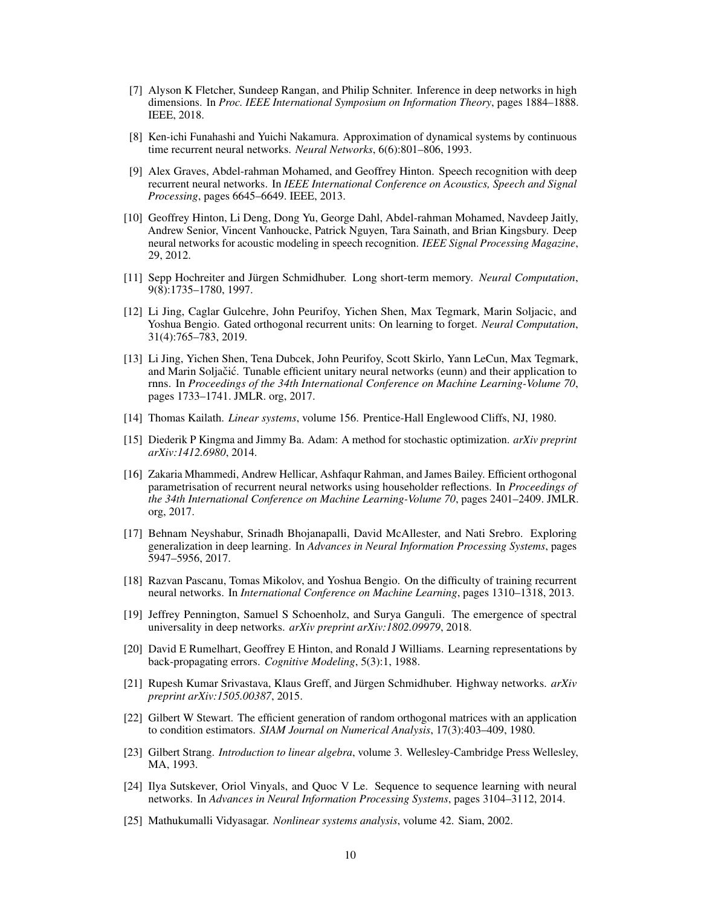[7] Alyson K Fletcher, Sundeep Rangan, and Philip Schniter. Inference in deep networks in high dimensions. In *Proc. IEEE International Symposium on Information Theory*, pages 1884–1888. IEEE, 2018.

[8] Ken-ichi Funahashi and Yuichi Nakamura. Approximation of dynamical systems by continuous time recurrent neural networks. *Neural Networks*, 6(6):801–806, 1993.

[9] Alex Graves, Abdel-rahman Mohamed, and Geoffrey Hinton. Speech recognition with deep recurrent neural networks. In *IEEE International Conference on Acoustics, Speech and Signal Processing*, pages 6645–6649. IEEE, 2013.

[10] Geoffrey Hinton, Li Deng, Dong Yu, George Dahl, Abdel-rahman Mohamed, Navdeep Jaitly, Andrew Senior, Vincent Vanhoucke, Patrick Nguyen, Tara Sainath, and Brian Kingsbury. Deep neural networks for acoustic modeling in speech recognition. *IEEE Signal Processing Magazine*, 29, 2012.

[11] Sepp Hochreiter and Jürgen Schmidhuber. Long short-term memory. *Neural Computation*, 9(8):1735–1780, 1997.

[12] Li Jing, Caglar Gulcehre, John Peurifoy, Yichen Shen, Max Tegmark, Marin Soljacic, and Yoshua Bengio. Gated orthogonal recurrent units: On learning to forget. *Neural Computation*, 31(4):765–783, 2019.

[13] Li Jing, Yichen Shen, Tena Dubcek, John Peurifoy, Scott Skirlo, Yann LeCun, Max Tegmark, and Marin Soljačić. Tunable efficient unitary neural networks (eunn) and their application to rnns. In *Proceedings of the 34th International Conference on Machine Learning-Volume 70*, pages 1733–1741. JMLR. org, 2017.

[14] Thomas Kailath. *Linear systems*, volume 156. Prentice-Hall Englewood Cliffs, NJ, 1980.

[15] Diederik P Kingma and Jimmy Ba. Adam: A method for stochastic optimization. *arXiv preprint arXiv:1412.6980*, 2014.

[16] Zakaria Mhammedi, Andrew Hellicar, Ashfaqur Rahman, and James Bailey. Efficient orthogonal parametrisation of recurrent neural networks using householder reflections. In *Proceedings of the 34th International Conference on Machine Learning-Volume 70*, pages 2401–2409. JMLR. org, 2017.

[17] Behnam Neyshabur, Srinadh Bhojanapalli, David McAllester, and Nati Srebro. Exploring generalization in deep learning. In *Advances in Neural Information Processing Systems*, pages 5947–5956, 2017.

[18] Razvan Pascanu, Tomas Mikolov, and Yoshua Bengio. On the difficulty of training recurrent neural networks. In *International Conference on Machine Learning*, pages 1310–1318, 2013.

[19] Jeffrey Pennington, Samuel S Schoenholz, and Surya Ganguli. The emergence of spectral universality in deep networks. *arXiv preprint arXiv:1802.09979*, 2018.

[20] David E Rumelhart, Geoffrey E Hinton, and Ronald J Williams. Learning representations by back-propagating errors. *Cognitive Modeling*, 5(3):1, 1988.

[21] Rupesh Kumar Srivastava, Klaus Greff, and Jürgen Schmidhuber. Highway networks. *arXiv preprint arXiv:1505.00387*, 2015.

[22] Gilbert W Stewart. The efficient generation of random orthogonal matrices with an application to condition estimators. *SIAM Journal on Numerical Analysis*, 17(3):403–409, 1980.

[23] Gilbert Strang. *Introduction to linear algebra*, volume 3. Wellesley-Cambridge Press Wellesley, MA, 1993.

[24] Ilya Sutskever, Oriol Vinyals, and Quoc V Le. Sequence to sequence learning with neural networks. In *Advances in Neural Information Processing Systems*, pages 3104–3112, 2014.

[25] Mathukumalli Vidyasagar. *Nonlinear systems analysis*, volume 42. Siam, 2002.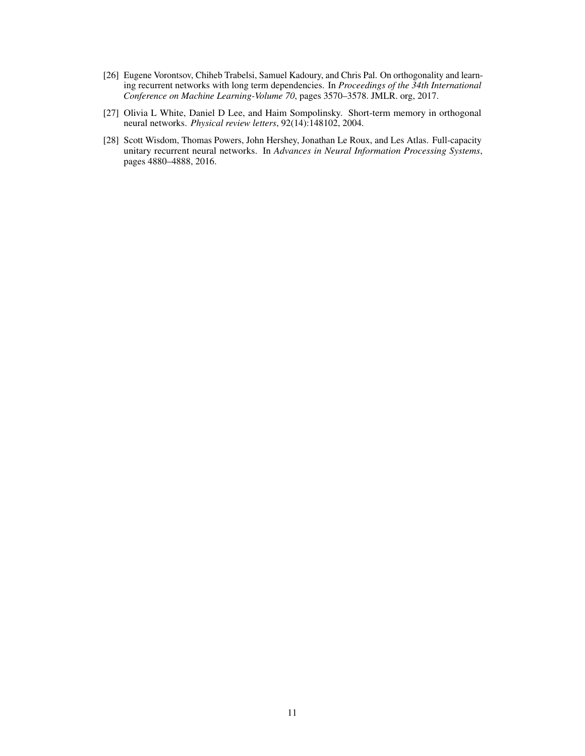[26] Eugene Vorontsov, Chiheb Trabelsi, Samuel Kadoury, and Chris Pal. On orthogonality and learning recurrent networks with long term dependencies. In *Proceedings of the 34th International Conference on Machine Learning-Volume 70*, pages 3570–3578. JMLR. org, 2017.

[27] Olivia L White, Daniel D Lee, and Haim Sompolinsky. Short-term memory in orthogonal neural networks. *Physical review letters*, 92(14):148102, 2004.

[28] Scott Wisdom, Thomas Powers, John Hershey, Jonathan Le Roux, and Les Atlas. Full-capacity unitary recurrent neural networks. In *Advances in Neural Information Processing Systems*, pages 4880–4888, 2016.